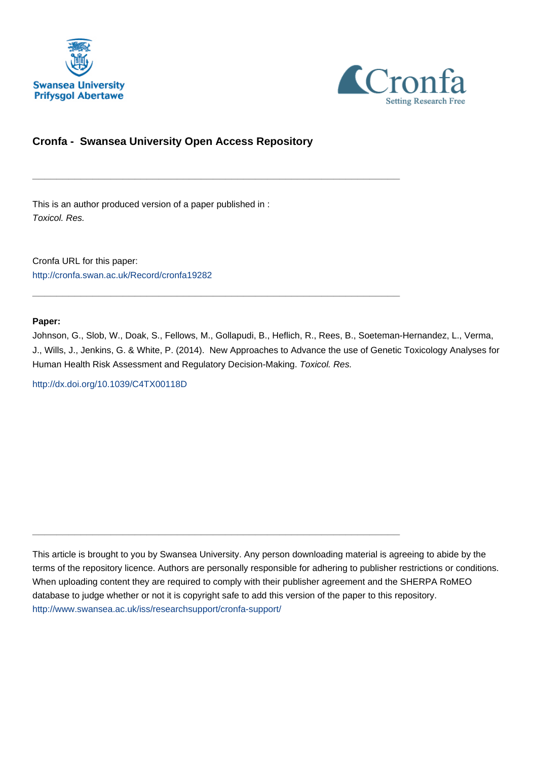Swansea University
Prifysgol Abertawe

Cronfa
Setting Research Free

# Cronfa - Swansea University Open Access Repository

---

This is an author produced version of a paper published in :
*Toxicol. Res.*

Cronfa URL for this paper:
http://cronfa.swan.ac.uk/Record/cronfa19282

---

**Paper:**

Johnson, G., Slob, W., Doak, S., Fellows, M., Gollapudi, B., Heflich, R., Rees, B., Soeteman-Hernandez, L., Verma, J., Wills, J., Jenkins, G. & White, P. (2014). New Approaches to Advance the use of Genetic Toxicology Analyses for Human Health Risk Assessment and Regulatory Decision-Making. *Toxicol. Res.*

http://dx.doi.org/10.1039/C4TX00118D

---

This article is brought to you by Swansea University. Any person downloading material is agreeing to abide by the terms of the repository licence. Authors are personally responsible for adhering to publisher restrictions or conditions. When uploading content they are required to comply with their publisher agreement and the SHERPA RoMEO database to judge whether or not it is copyright safe to add this version of the paper to this repository.
http://www.swansea.ac.uk/iss/researchsupport/cronfa-support/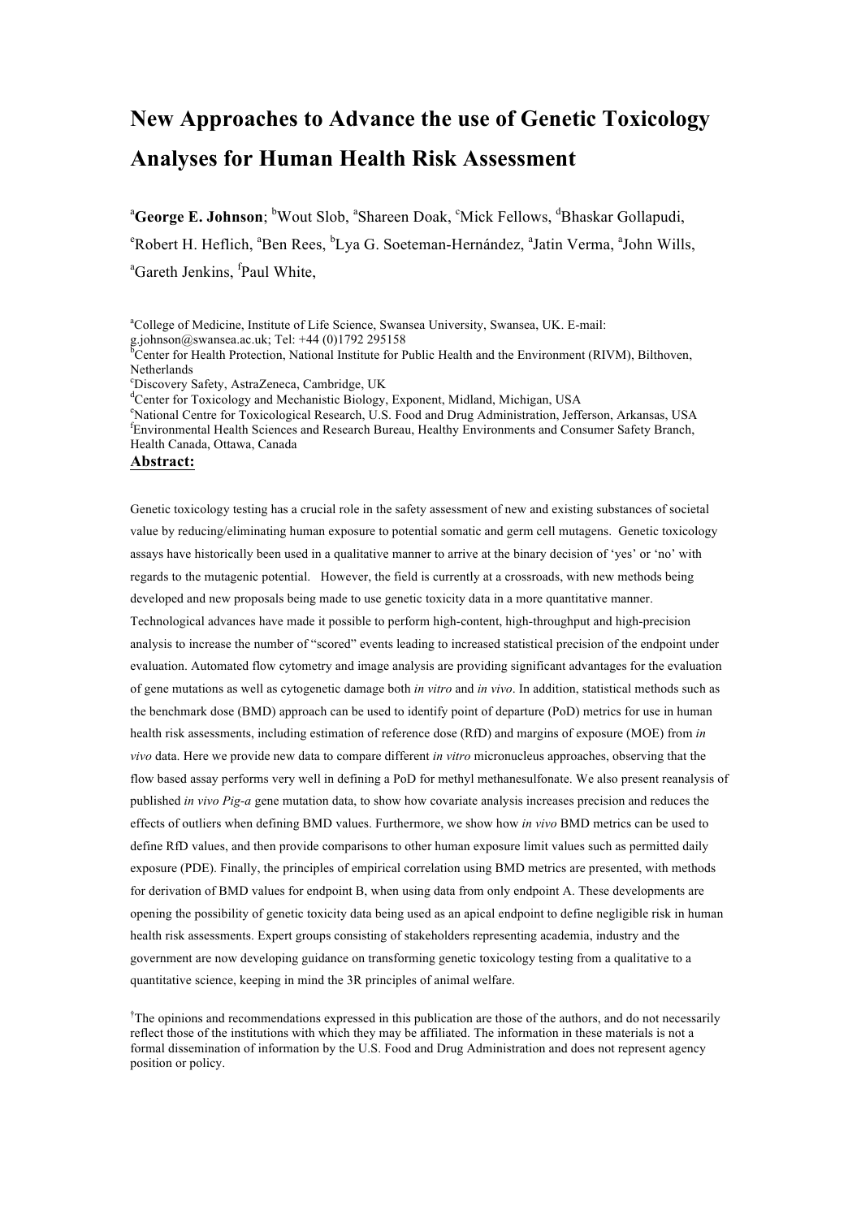# New Approaches to Advance the use of Genetic Toxicology Analyses for Human Health Risk Assessment

[a]**George E. Johnson**; [b]Wout Slob, [a]Shareen Doak, [c]Mick Fellows, [d]Bhaskar Gollapudi, [e]Robert H. Heflich, [a]Ben Rees, [b]Lya G. Soeteman-Hernández, [a]Jatin Verma, [a]John Wills, [a]Gareth Jenkins, [f]Paul White,

[a]College of Medicine, Institute of Life Science, Swansea University, Swansea, UK. E-mail: g.johnson@swansea.ac.uk; Tel: +44 (0)1792 295158
[b]Center for Health Protection, National Institute for Public Health and the Environment (RIVM), Bilthoven, Netherlands
[c]Discovery Safety, AstraZeneca, Cambridge, UK
[d]Center for Toxicology and Mechanistic Biology, Exponent, Midland, Michigan, USA
[e]National Centre for Toxicological Research, U.S. Food and Drug Administration, Jefferson, Arkansas, USA
[f]Environmental Health Sciences and Research Bureau, Healthy Environments and Consumer Safety Branch, Health Canada, Ottawa, Canada

## Abstract:

Genetic toxicology testing has a crucial role in the safety assessment of new and existing substances of societal value by reducing/eliminating human exposure to potential somatic and germ cell mutagens. Genetic toxicology assays have historically been used in a qualitative manner to arrive at the binary decision of 'yes' or 'no' with regards to the mutagenic potential. However, the field is currently at a crossroads, with new methods being developed and new proposals being made to use genetic toxicity data in a more quantitative manner. Technological advances have made it possible to perform high-content, high-throughput and high-precision analysis to increase the number of "scored" events leading to increased statistical precision of the endpoint under evaluation. Automated flow cytometry and image analysis are providing significant advantages for the evaluation of gene mutations as well as cytogenetic damage both *in vitro* and *in vivo*. In addition, statistical methods such as the benchmark dose (BMD) approach can be used to identify point of departure (PoD) metrics for use in human health risk assessments, including estimation of reference dose (RfD) and margins of exposure (MOE) from *in vivo* data. Here we provide new data to compare different *in vitro* micronucleus approaches, observing that the flow based assay performs very well in defining a PoD for methyl methanesulfonate. We also present reanalysis of published *in vivo Pig-a* gene mutation data, to show how covariate analysis increases precision and reduces the effects of outliers when defining BMD values. Furthermore, we show how *in vivo* BMD metrics can be used to define RfD values, and then provide comparisons to other human exposure limit values such as permitted daily exposure (PDE). Finally, the principles of empirical correlation using BMD metrics are presented, with methods for derivation of BMD values for endpoint B, when using data from only endpoint A. These developments are opening the possibility of genetic toxicity data being used as an apical endpoint to define negligible risk in human health risk assessments. Expert groups consisting of stakeholders representing academia, industry and the government are now developing guidance on transforming genetic toxicology testing from a qualitative to a quantitative science, keeping in mind the 3R principles of animal welfare.

[†]The opinions and recommendations expressed in this publication are those of the authors, and do not necessarily reflect those of the institutions with which they may be affiliated. The information in these materials is not a formal dissemination of information by the U.S. Food and Drug Administration and does not represent agency position or policy.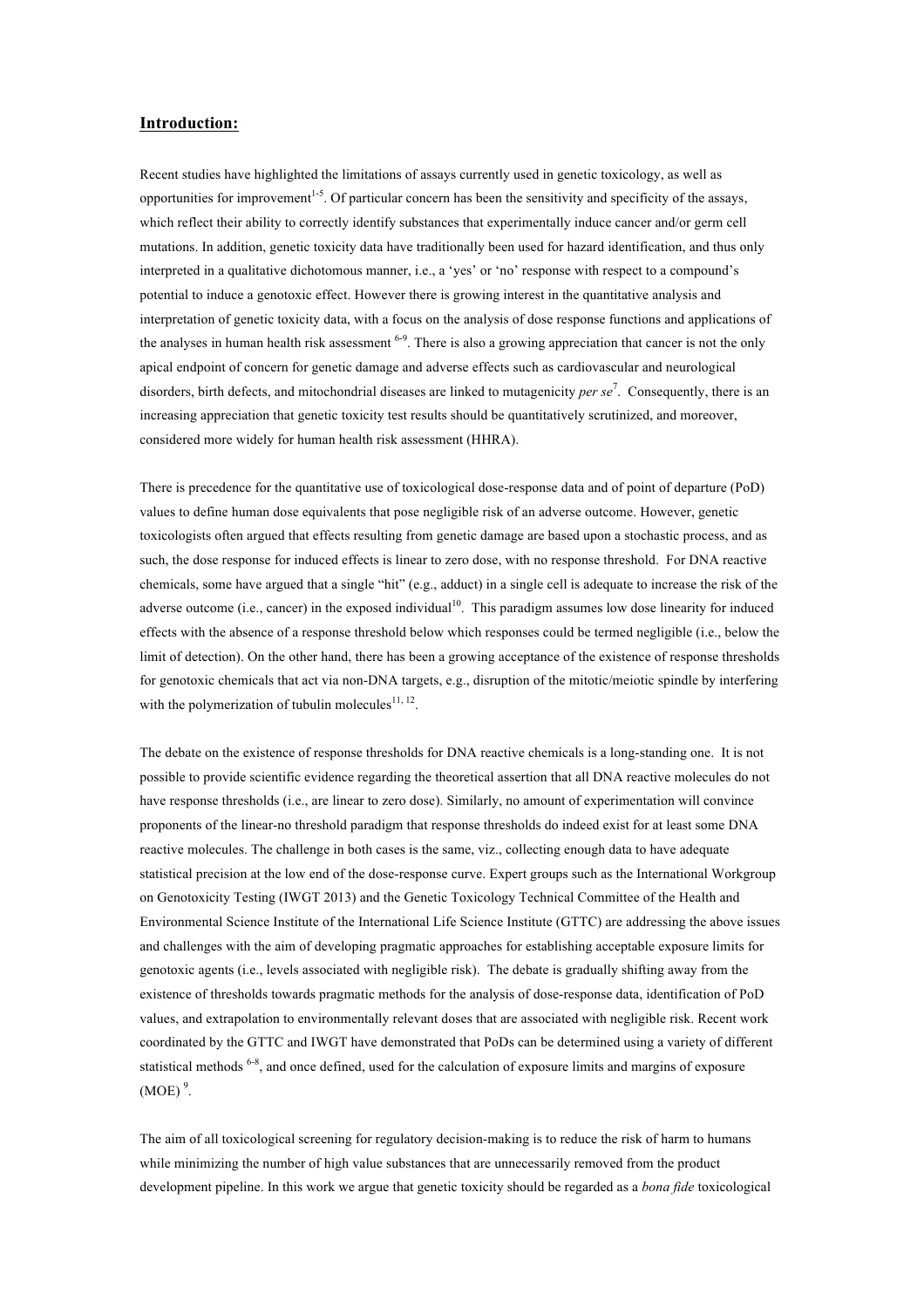## **Introduction:**

Recent studies have highlighted the limitations of assays currently used in genetic toxicology, as well as opportunities for improvement[1-5]. Of particular concern has been the sensitivity and specificity of the assays, which reflect their ability to correctly identify substances that experimentally induce cancer and/or germ cell mutations. In addition, genetic toxicity data have traditionally been used for hazard identification, and thus only interpreted in a qualitative dichotomous manner, i.e., a 'yes' or 'no' response with respect to a compound's potential to induce a genotoxic effect. However there is growing interest in the quantitative analysis and interpretation of genetic toxicity data, with a focus on the analysis of dose response functions and applications of the analyses in human health risk assessment [6-9]. There is also a growing appreciation that cancer is not the only apical endpoint of concern for genetic damage and adverse effects such as cardiovascular and neurological disorders, birth defects, and mitochondrial diseases are linked to mutagenicity *per se*[7]. Consequently, there is an increasing appreciation that genetic toxicity test results should be quantitatively scrutinized, and moreover, considered more widely for human health risk assessment (HHRA).

There is precedence for the quantitative use of toxicological dose-response data and of point of departure (PoD) values to define human dose equivalents that pose negligible risk of an adverse outcome. However, genetic toxicologists often argued that effects resulting from genetic damage are based upon a stochastic process, and as such, the dose response for induced effects is linear to zero dose, with no response threshold. For DNA reactive chemicals, some have argued that a single "hit" (e.g., adduct) in a single cell is adequate to increase the risk of the adverse outcome (i.e., cancer) in the exposed individual[10]. This paradigm assumes low dose linearity for induced effects with the absence of a response threshold below which responses could be termed negligible (i.e., below the limit of detection). On the other hand, there has been a growing acceptance of the existence of response thresholds for genotoxic chemicals that act via non-DNA targets, e.g., disruption of the mitotic/meiotic spindle by interfering with the polymerization of tubulin molecules[11, 12].

The debate on the existence of response thresholds for DNA reactive chemicals is a long-standing one. It is not possible to provide scientific evidence regarding the theoretical assertion that all DNA reactive molecules do not have response thresholds (i.e., are linear to zero dose). Similarly, no amount of experimentation will convince proponents of the linear-no threshold paradigm that response thresholds do indeed exist for at least some DNA reactive molecules. The challenge in both cases is the same, viz., collecting enough data to have adequate statistical precision at the low end of the dose-response curve. Expert groups such as the International Workgroup on Genotoxicity Testing (IWGT 2013) and the Genetic Toxicology Technical Committee of the Health and Environmental Science Institute of the International Life Science Institute (GTTC) are addressing the above issues and challenges with the aim of developing pragmatic approaches for establishing acceptable exposure limits for genotoxic agents (i.e., levels associated with negligible risk). The debate is gradually shifting away from the existence of thresholds towards pragmatic methods for the analysis of dose-response data, identification of PoD values, and extrapolation to environmentally relevant doses that are associated with negligible risk. Recent work coordinated by the GTTC and IWGT have demonstrated that PoDs can be determined using a variety of different statistical methods [6-8], and once defined, used for the calculation of exposure limits and margins of exposure (MOE) [9].

The aim of all toxicological screening for regulatory decision-making is to reduce the risk of harm to humans while minimizing the number of high value substances that are unnecessarily removed from the product development pipeline. In this work we argue that genetic toxicity should be regarded as a *bona fide* toxicological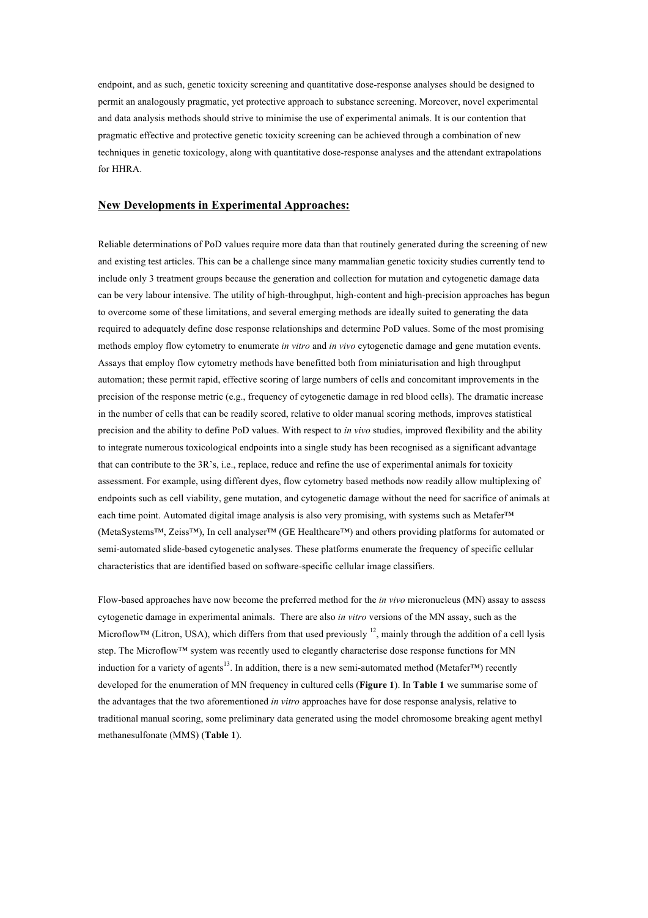endpoint, and as such, genetic toxicity screening and quantitative dose-response analyses should be designed to permit an analogously pragmatic, yet protective approach to substance screening. Moreover, novel experimental and data analysis methods should strive to minimise the use of experimental animals. It is our contention that pragmatic effective and protective genetic toxicity screening can be achieved through a combination of new techniques in genetic toxicology, along with quantitative dose-response analyses and the attendant extrapolations for HHRA.

## New Developments in Experimental Approaches:

Reliable determinations of PoD values require more data than that routinely generated during the screening of new and existing test articles. This can be a challenge since many mammalian genetic toxicity studies currently tend to include only 3 treatment groups because the generation and collection for mutation and cytogenetic damage data can be very labour intensive. The utility of high-throughput, high-content and high-precision approaches has begun to overcome some of these limitations, and several emerging methods are ideally suited to generating the data required to adequately define dose response relationships and determine PoD values. Some of the most promising methods employ flow cytometry to enumerate *in vitro* and *in vivo* cytogenetic damage and gene mutation events. Assays that employ flow cytometry methods have benefitted both from miniaturisation and high throughput automation; these permit rapid, effective scoring of large numbers of cells and concomitant improvements in the precision of the response metric (e.g., frequency of cytogenetic damage in red blood cells). The dramatic increase in the number of cells that can be readily scored, relative to older manual scoring methods, improves statistical precision and the ability to define PoD values. With respect to *in vivo* studies, improved flexibility and the ability to integrate numerous toxicological endpoints into a single study has been recognised as a significant advantage that can contribute to the 3R's, i.e., replace, reduce and refine the use of experimental animals for toxicity assessment. For example, using different dyes, flow cytometry based methods now readily allow multiplexing of endpoints such as cell viability, gene mutation, and cytogenetic damage without the need for sacrifice of animals at each time point. Automated digital image analysis is also very promising, with systems such as Metafer™ (MetaSystems™, Zeiss™), In cell analyser™ (GE Healthcare™) and others providing platforms for automated or semi-automated slide-based cytogenetic analyses. These platforms enumerate the frequency of specific cellular characteristics that are identified based on software-specific cellular image classifiers.

Flow-based approaches have now become the preferred method for the *in vivo* micronucleus (MN) assay to assess cytogenetic damage in experimental animals. There are also *in vitro* versions of the MN assay, such as the Microflow™ (Litron, USA), which differs from that used previously [12], mainly through the addition of a cell lysis step. The Microflow™ system was recently used to elegantly characterise dose response functions for MN induction for a variety of agents[13]. In addition, there is a new semi-automated method (Metafer™) recently developed for the enumeration of MN frequency in cultured cells (**Figure 1**). In **Table 1** we summarise some of the advantages that the two aforementioned *in vitro* approaches have for dose response analysis, relative to traditional manual scoring, some preliminary data generated using the model chromosome breaking agent methyl methanesulfonate (MMS) (**Table 1**).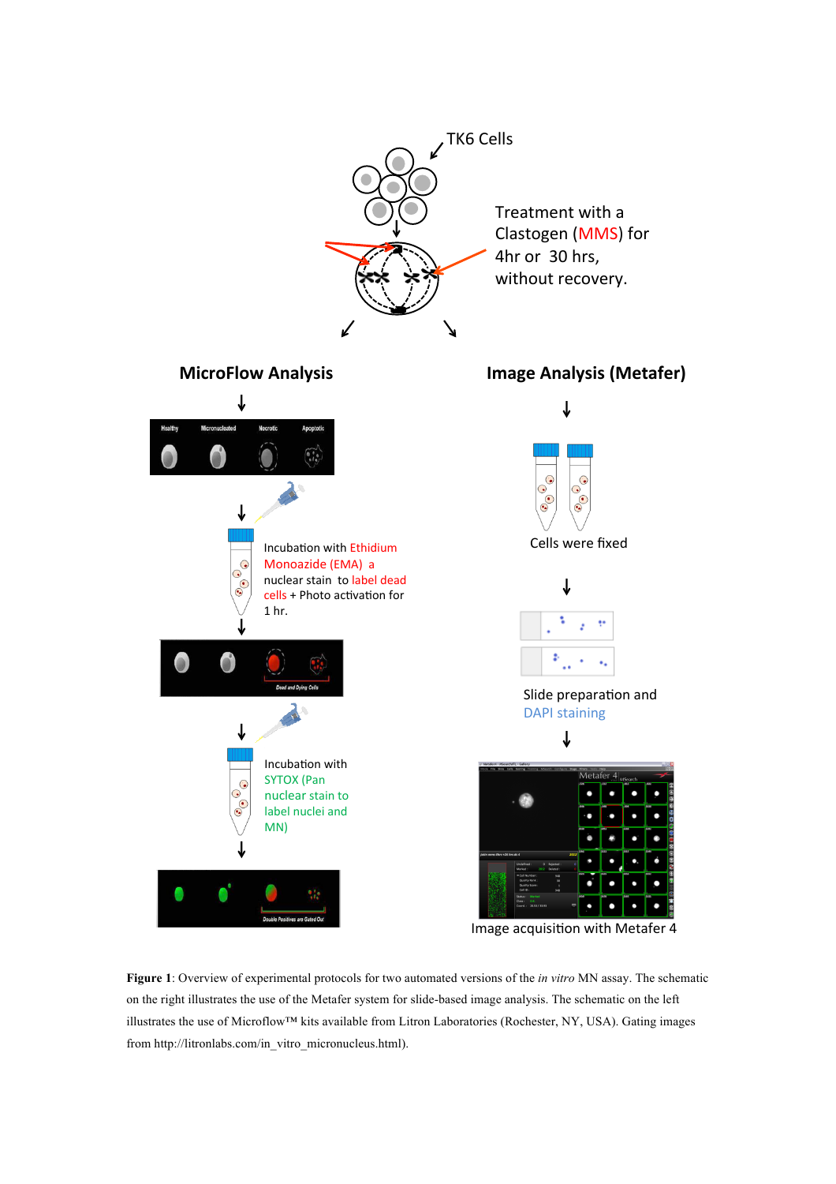TK6 Cells

Treatment with a Clastogen (MMS) for 4hr or 30 hrs, without recovery.

MicroFlow Analysis

Healthy
Micronucleated
Necrotic
Apoptotic

Incubation with Ethidium Monoazide (EMA) a nuclear stain to label dead cells + Photo activation for 1 hr.

Dead and Dying Cells

Incubation with SYTOX (Pan nuclear stain to label nuclei and MN)

Double Positives are Gated Out

Image Analysis (Metafer)

Cells were fixed

Slide preparation and DAPI staining

Image acquisition with Metafer 4

**Figure 1**: Overview of experimental protocols for two automated versions of the *in vitro* MN assay. The schematic on the right illustrates the use of the Metafer system for slide-based image analysis. The schematic on the left illustrates the use of Microflow™ kits available from Litron Laboratories (Rochester, NY, USA). Gating images from http://litronlabs.com/in_vitro_micronucleus.html).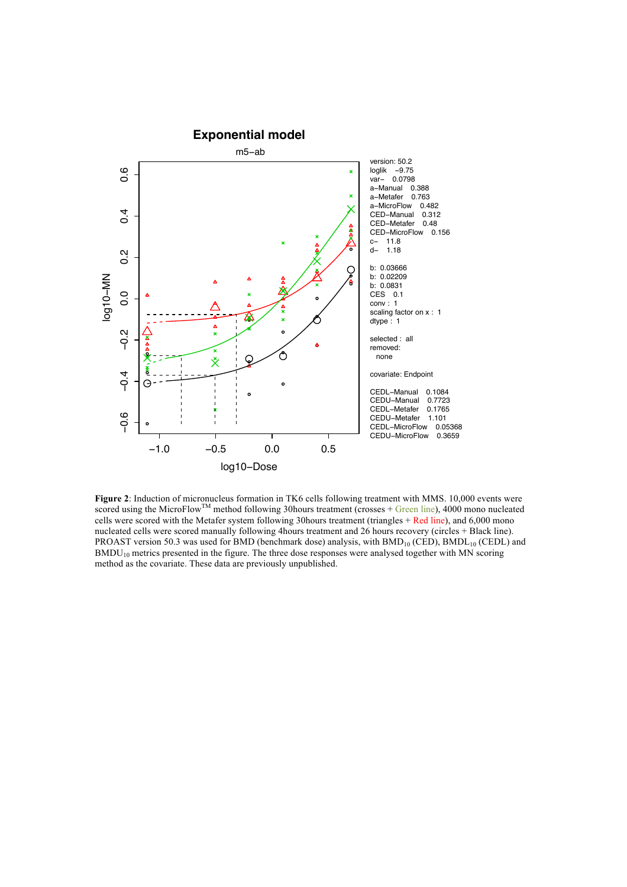Exponential model

m5–ab

version: 50.2
loglik −9.75
var− 0.0798
a–Manual 0.388
a–Metafer 0.763
a–MicroFlow 0.482
CED–Manual 0.312
CED–Metafer 0.48
CED–MicroFlow 0.156
c− 11.8
d− 1.18

b: 0.03666
b: 0.02209
b: 0.0831
CES 0.1
conv : 1
scaling factor on x : 1
dtype : 1

selected : all
removed:
none

covariate: Endpoint

CEDL–Manual 0.1084
CEDU–Manual 0.7723
CEDL–Metafer 0.1765
CEDU–Metafer 1.101
CEDL–MicroFlow 0.05368
CEDU–MicroFlow 0.3659

log10–MN

log10–Dose

**Figure 2**: Induction of micronucleus formation in TK6 cells following treatment with MMS. 10,000 events were scored using the MicroFlow[TM] method following 30hours treatment (crosses + Green line), 4000 mono nucleated cells were scored with the Metafer system following 30hours treatment (triangles + Red line), and 6,000 mono nucleated cells were scored manually following 4hours treatment and 26 hours recovery (circles + Black line). PROAST version 50.3 was used for BMD (benchmark dose) analysis, with $BMD_{10}$ (CED), $BMDL_{10}$ (CEDL) and $BMDU_{10}$ metrics presented in the figure. The three dose responses were analysed together with MN scoring method as the covariate. These data are previously unpublished.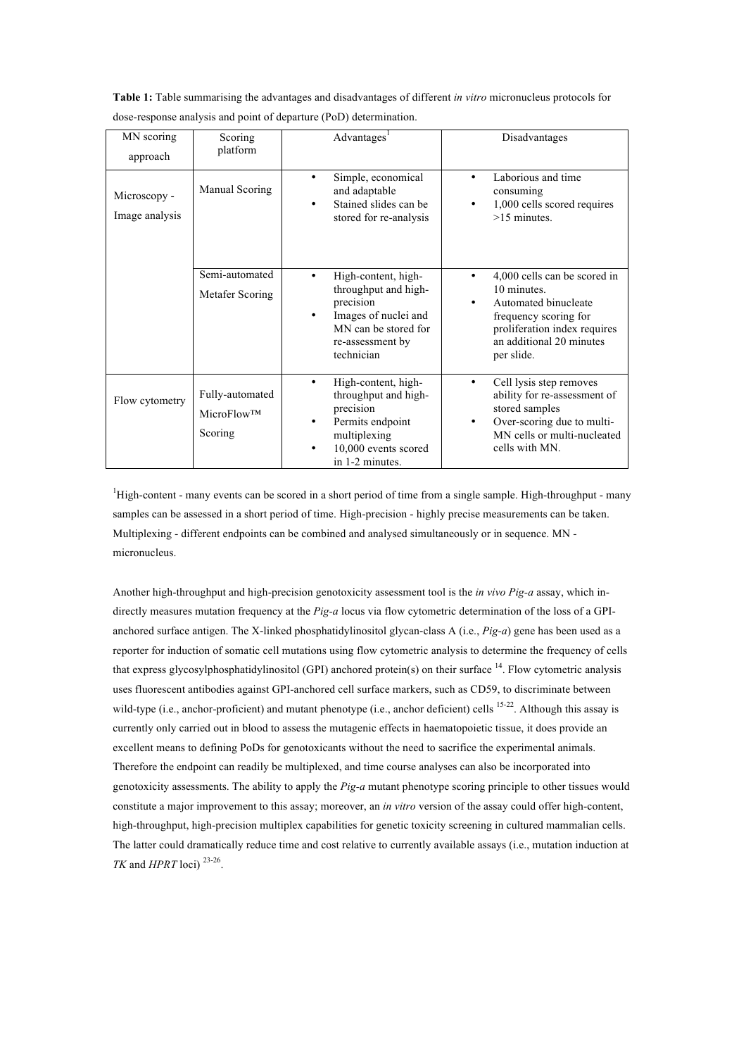**Table 1:** Table summarising the advantages and disadvantages of different *in vitro* micronucleus protocols for dose-response analysis and point of departure (PoD) determination.

| MN scoring approach | Scoring platform | Advantages[1] | Disadvantages |
|---|---|---|---|
| Microscopy - Image analysis | Manual Scoring | • Simple, economical and adaptable<br>• Stained slides can be stored for re-analysis | • Laborious and time consuming<br>• 1,000 cells scored requires >15 minutes. |
| | Semi-automated Metafer Scoring | • High-content, high-throughput and high-precision<br>• Images of nuclei and MN can be stored for re-assessment by technician | • 4,000 cells can be scored in 10 minutes.<br>• Automated binucleate frequency scoring for proliferation index requires an additional 20 minutes per slide. |
| Flow cytometry | Fully-automated MicroFlow™ Scoring | • High-content, high-throughput and high-precision<br>• Permits endpoint multiplexing<br>• 10,000 events scored in 1-2 minutes. | • Cell lysis step removes ability for re-assessment of stored samples<br>• Over-scoring due to multi-MN cells or multi-nucleated cells with MN. |

[1]High-content - many events can be scored in a short period of time from a single sample. High-throughput - many samples can be assessed in a short period of time. High-precision - highly precise measurements can be taken. Multiplexing - different endpoints can be combined and analysed simultaneously or in sequence. MN - micronucleus.

Another high-throughput and high-precision genotoxicity assessment tool is the *in vivo Pig-a* assay, which indirectly measures mutation frequency at the *Pig-a* locus via flow cytometric determination of the loss of a GPI-anchored surface antigen. The X-linked phosphatidylinositol glycan-class A (i.e., *Pig-a*) gene has been used as a reporter for induction of somatic cell mutations using flow cytometric analysis to determine the frequency of cells that express glycosylphosphatidylinositol (GPI) anchored protein(s) on their surface [14]. Flow cytometric analysis uses fluorescent antibodies against GPI-anchored cell surface markers, such as CD59, to discriminate between wild-type (i.e., anchor-proficient) and mutant phenotype (i.e., anchor deficient) cells [15-22]. Although this assay is currently only carried out in blood to assess the mutagenic effects in haematopoietic tissue, it does provide an excellent means to defining PoDs for genotoxicants without the need to sacrifice the experimental animals. Therefore the endpoint can readily be multiplexed, and time course analyses can also be incorporated into genotoxicity assessments. The ability to apply the *Pig-a* mutant phenotype scoring principle to other tissues would constitute a major improvement to this assay; moreover, an *in vitro* version of the assay could offer high-content, high-throughput, high-precision multiplex capabilities for genetic toxicity screening in cultured mammalian cells. The latter could dramatically reduce time and cost relative to currently available assays (i.e., mutation induction at *TK* and *HPRT* loci) [23-26].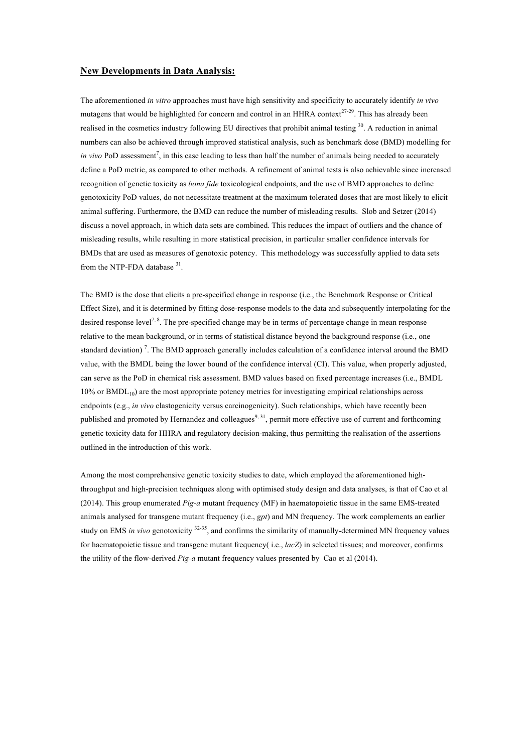## New Developments in Data Analysis:

The aforementioned *in vitro* approaches must have high sensitivity and specificity to accurately identify *in vivo* mutagens that would be highlighted for concern and control in an HHRA context[27-29]. This has already been realised in the cosmetics industry following EU directives that prohibit animal testing [30]. A reduction in animal numbers can also be achieved through improved statistical analysis, such as benchmark dose (BMD) modelling for *in vivo* PoD assessment[7], in this case leading to less than half the number of animals being needed to accurately define a PoD metric, as compared to other methods. A refinement of animal tests is also achievable since increased recognition of genetic toxicity as *bona fide* toxicological endpoints, and the use of BMD approaches to define genotoxicity PoD values, do not necessitate treatment at the maximum tolerated doses that are most likely to elicit animal suffering. Furthermore, the BMD can reduce the number of misleading results. Slob and Setzer (2014) discuss a novel approach, in which data sets are combined. This reduces the impact of outliers and the chance of misleading results, while resulting in more statistical precision, in particular smaller confidence intervals for BMDs that are used as measures of genotoxic potency. This methodology was successfully applied to data sets from the NTP-FDA database [31].

The BMD is the dose that elicits a pre-specified change in response (i.e., the Benchmark Response or Critical Effect Size), and it is determined by fitting dose-response models to the data and subsequently interpolating for the desired response level[7, 8]. The pre-specified change may be in terms of percentage change in mean response relative to the mean background, or in terms of statistical distance beyond the background response (i.e., one standard deviation) [7]. The BMD approach generally includes calculation of a confidence interval around the BMD value, with the BMDL being the lower bound of the confidence interval (CI). This value, when properly adjusted, can serve as the PoD in chemical risk assessment. BMD values based on fixed percentage increases (i.e., BMDL 10% or $BMDL_{10}$) are the most appropriate potency metrics for investigating empirical relationships across endpoints (e.g., *in vivo* clastogenicity versus carcinogenicity). Such relationships, which have recently been published and promoted by Hernandez and colleagues[9, 31], permit more effective use of current and forthcoming genetic toxicity data for HHRA and regulatory decision-making, thus permitting the realisation of the assertions outlined in the introduction of this work.

Among the most comprehensive genetic toxicity studies to date, which employed the aforementioned high-throughput and high-precision techniques along with optimised study design and data analyses, is that of Cao et al (2014). This group enumerated *Pig-a* mutant frequency (MF) in haematopoietic tissue in the same EMS-treated animals analysed for transgene mutant frequency (i.e., *gpt*) and MN frequency. The work complements an earlier study on EMS *in vivo* genotoxicity [32-35], and confirms the similarity of manually-determined MN frequency values for haematopoietic tissue and transgene mutant frequency( i.e., *lacZ*) in selected tissues; and moreover, confirms the utility of the flow-derived *Pig-a* mutant frequency values presented by Cao et al (2014).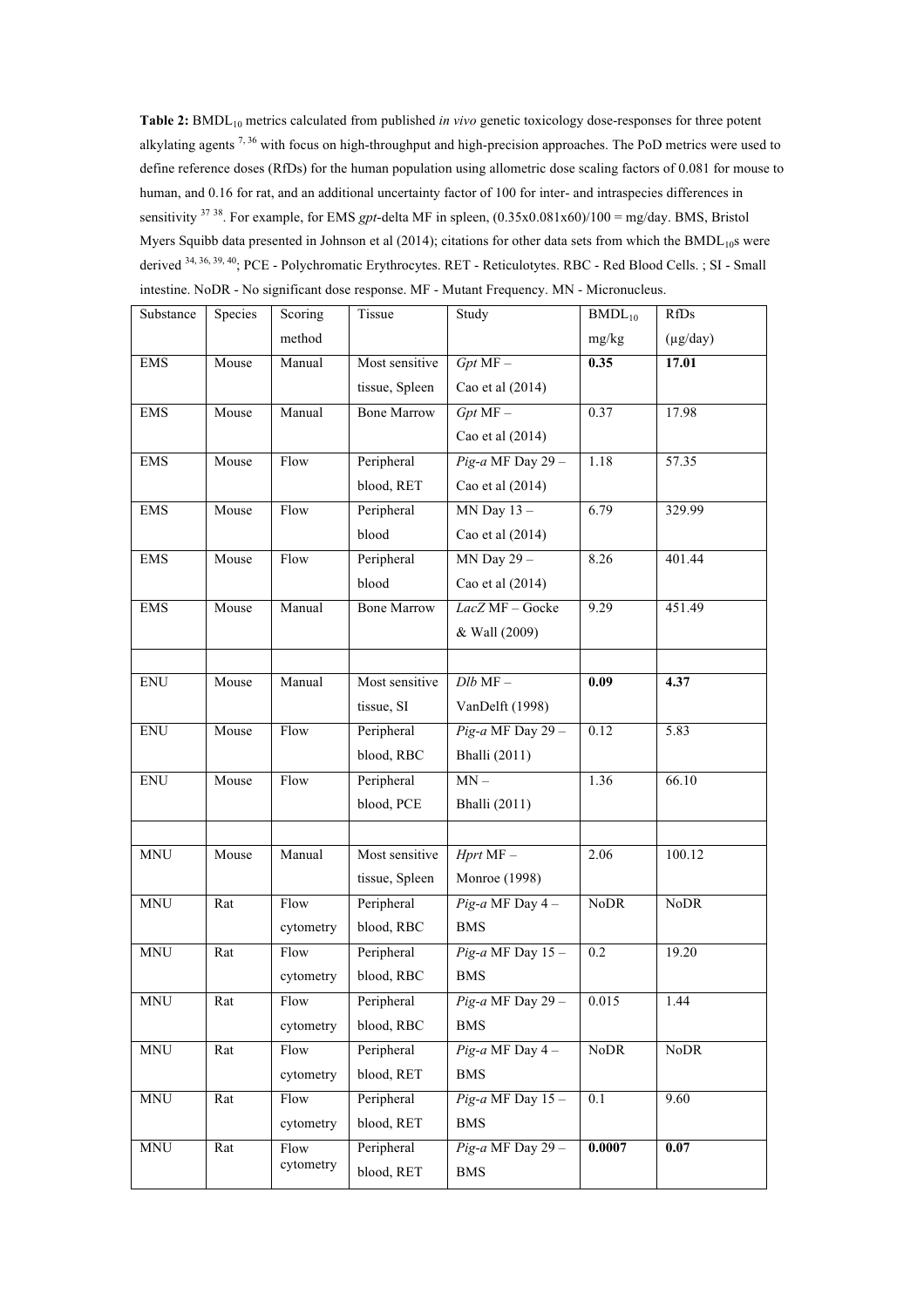**Table 2:** $BMDL_{10}$ metrics calculated from published *in vivo* genetic toxicology dose-responses for three potent alkylating agents [7, 36] with focus on high-throughput and high-precision approaches. The PoD metrics were used to define reference doses (RfDs) for the human population using allometric dose scaling factors of 0.081 for mouse to human, and 0.16 for rat, and an additional uncertainty factor of 100 for inter- and intraspecies differences in sensitivity [37 38]. For example, for EMS *gpt*-delta MF in spleen, (0.35x0.081x60)/100 = mg/day. BMS, Bristol Myers Squibb data presented in Johnson et al (2014); citations for other data sets from which the $BMDL_{10}$s were derived [34, 36, 39, 40]; PCE - Polychromatic Erythrocytes. RET - Reticulotytes. RBC - Red Blood Cells. ; SI - Small intestine. NoDR - No significant dose response. MF - Mutant Frequency. MN - Micronucleus.

| Substance | Species | Scoring method | Tissue | Study | $BMDL_{10}$ mg/kg | RfDs (µg/day) |
|---|---|---|---|---|---|---|
| EMS | Mouse | Manual | Most sensitive tissue, Spleen | *Gpt* MF – Cao et al (2014) | **0.35** | **17.01** |
| EMS | Mouse | Manual | Bone Marrow | *Gpt* MF – Cao et al (2014) | 0.37 | 17.98 |
| EMS | Mouse | Flow | Peripheral blood, RET | *Pig-a* MF Day 29 – Cao et al (2014) | 1.18 | 57.35 |
| EMS | Mouse | Flow | Peripheral blood | MN Day 13 – Cao et al (2014) | 6.79 | 329.99 |
| EMS | Mouse | Flow | Peripheral blood | MN Day 29 – Cao et al (2014) | 8.26 | 401.44 |
| EMS | Mouse | Manual | Bone Marrow | *LacZ* MF – Gocke & Wall (2009) | 9.29 | 451.49 |
| | | | | | | |
| ENU | Mouse | Manual | Most sensitive tissue, SI | *Dlb* MF – VanDelft (1998) | **0.09** | **4.37** |
| ENU | Mouse | Flow | Peripheral blood, RBC | *Pig-a* MF Day 29 – Bhalli (2011) | 0.12 | 5.83 |
| ENU | Mouse | Flow | Peripheral blood, PCE | MN – Bhalli (2011) | 1.36 | 66.10 |
| | | | | | | |
| MNU | Mouse | Manual | Most sensitive tissue, Spleen | *Hprt* MF – Monroe (1998) | 2.06 | 100.12 |
| MNU | Rat | Flow cytometry | Peripheral blood, RBC | *Pig-a* MF Day 4 – BMS | NoDR | NoDR |
| MNU | Rat | Flow cytometry | Peripheral blood, RBC | *Pig-a* MF Day 15 – BMS | 0.2 | 19.20 |
| MNU | Rat | Flow cytometry | Peripheral blood, RBC | *Pig-a* MF Day 29 – BMS | 0.015 | 1.44 |
| MNU | Rat | Flow cytometry | Peripheral blood, RET | *Pig-a* MF Day 4 – BMS | NoDR | NoDR |
| MNU | Rat | Flow cytometry | Peripheral blood, RET | *Pig-a* MF Day 15 – BMS | 0.1 | 9.60 |
| MNU | Rat | Flow cytometry | Peripheral blood, RET | *Pig-a* MF Day 29 – BMS | **0.0007** | **0.07** |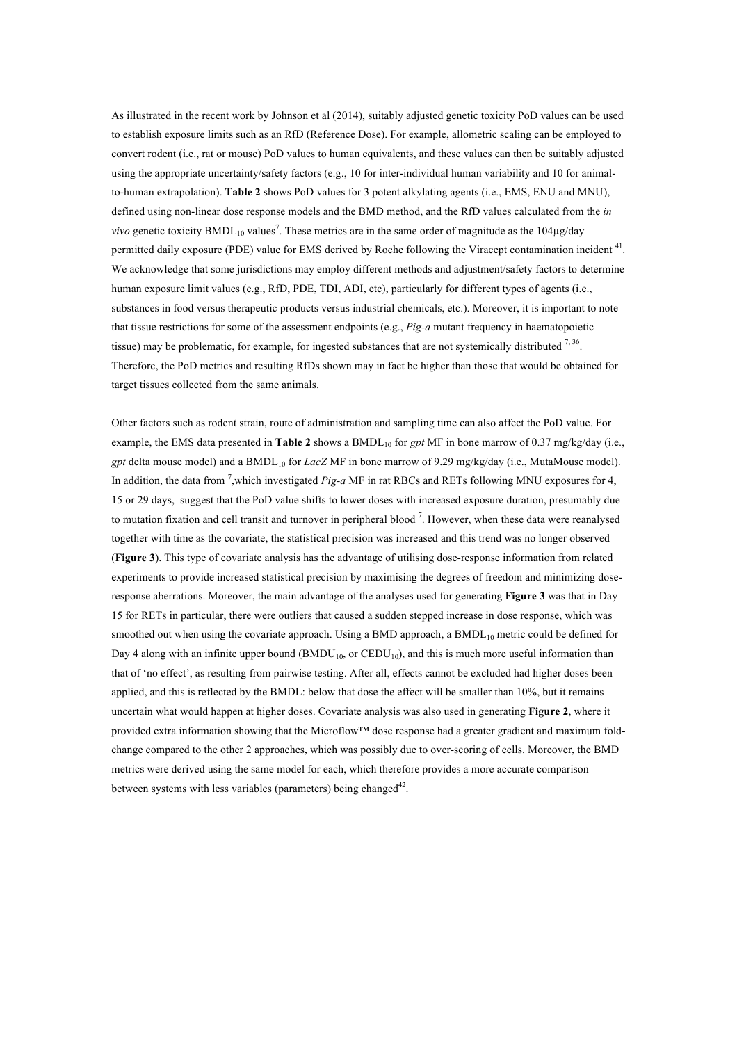As illustrated in the recent work by Johnson et al (2014), suitably adjusted genetic toxicity PoD values can be used to establish exposure limits such as an RfD (Reference Dose). For example, allometric scaling can be employed to convert rodent (i.e., rat or mouse) PoD values to human equivalents, and these values can then be suitably adjusted using the appropriate uncertainty/safety factors (e.g., 10 for inter-individual human variability and 10 for animal-to-human extrapolation). **Table 2** shows PoD values for 3 potent alkylating agents (i.e., EMS, ENU and MNU), defined using non-linear dose response models and the BMD method, and the RfD values calculated from the *in vivo* genetic toxicity $BMDL_{10}$ values[7]. These metrics are in the same order of magnitude as the 104µg/day permitted daily exposure (PDE) value for EMS derived by Roche following the Viracept contamination incident [41]. We acknowledge that some jurisdictions may employ different methods and adjustment/safety factors to determine human exposure limit values (e.g., RfD, PDE, TDI, ADI, etc), particularly for different types of agents (i.e., substances in food versus therapeutic products versus industrial chemicals, etc.). Moreover, it is important to note that tissue restrictions for some of the assessment endpoints (e.g., *Pig-a* mutant frequency in haematopoietic tissue) may be problematic, for example, for ingested substances that are not systemically distributed [7, 36]. Therefore, the PoD metrics and resulting RfDs shown may in fact be higher than those that would be obtained for target tissues collected from the same animals.

Other factors such as rodent strain, route of administration and sampling time can also affect the PoD value. For example, the EMS data presented in **Table 2** shows a $BMDL_{10}$ for *gpt* MF in bone marrow of 0.37 mg/kg/day (i.e., *gpt* delta mouse model) and a $BMDL_{10}$ for *LacZ* MF in bone marrow of 9.29 mg/kg/day (i.e., MutaMouse model). In addition, the data from [7],which investigated *Pig-a* MF in rat RBCs and RETs following MNU exposures for 4, 15 or 29 days, suggest that the PoD value shifts to lower doses with increased exposure duration, presumably due to mutation fixation and cell transit and turnover in peripheral blood [7]. However, when these data were reanalysed together with time as the covariate, the statistical precision was increased and this trend was no longer observed (**Figure 3**). This type of covariate analysis has the advantage of utilising dose-response information from related experiments to provide increased statistical precision by maximising the degrees of freedom and minimizing dose-response aberrations. Moreover, the main advantage of the analyses used for generating **Figure 3** was that in Day 15 for RETs in particular, there were outliers that caused a sudden stepped increase in dose response, which was smoothed out when using the covariate approach. Using a BMD approach, a $BMDL_{10}$ metric could be defined for Day 4 along with an infinite upper bound ($BMDU_{10}$, or $CEDU_{10}$), and this is much more useful information than that of 'no effect', as resulting from pairwise testing. After all, effects cannot be excluded had higher doses been applied, and this is reflected by the BMDL: below that dose the effect will be smaller than 10%, but it remains uncertain what would happen at higher doses. Covariate analysis was also used in generating **Figure 2**, where it provided extra information showing that the Microflow™ dose response had a greater gradient and maximum fold-change compared to the other 2 approaches, which was possibly due to over-scoring of cells. Moreover, the BMD metrics were derived using the same model for each, which therefore provides a more accurate comparison between systems with less variables (parameters) being changed[42].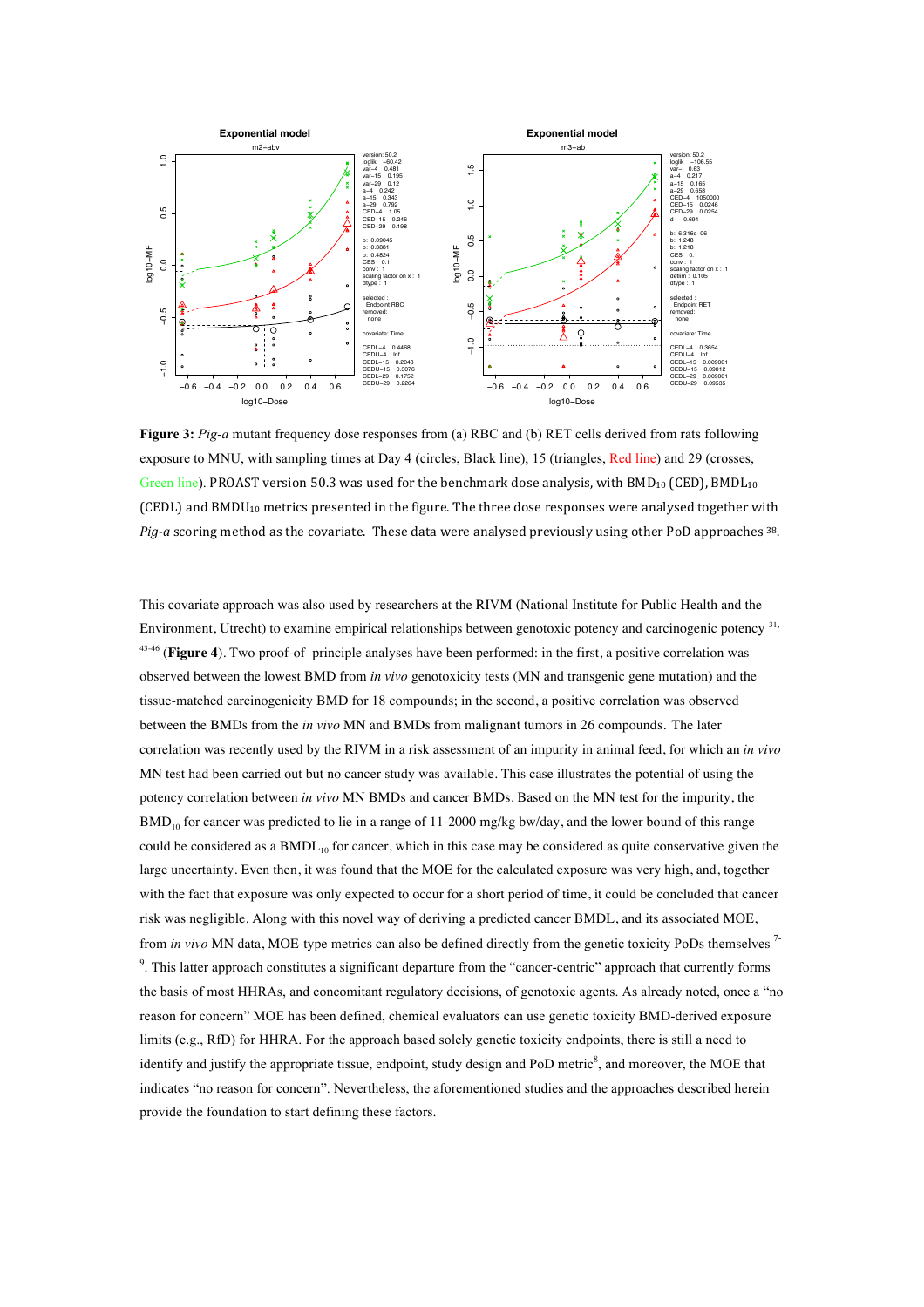Exponential model

m2–abv

log10–MF

log10–Dose

version: 50.2
loglik −60.42
var–4 0.481
var–15 0.195
var–29 0.12
a–4 0.242
a–15 0.343
a–29 0.792
CED–4 1.05
CED–15 0.246
CED–29 0.198

b: 0.09045
b: 0.3881
b: 0.4824
CES 0.1
conv : 1
scaling factor on x : 1
dtype : 1

selected :
Endpoint RBC
removed:
none

covariate: Time

CEDL–4 0.4468
CEDU–4 Inf
CEDL–15 0.2043
CEDU–15 0.3076
CEDL–29 0.1752
CEDU–29 0.2264

Exponential model

m3–ab

log10–MF

log10–Dose

version: 50.2
loglik −106.55
var– 0.63
a–4 0.217
a–15 0.165
a–29 0.658
CED–4 1050000
CED–15 0.0246
CED–29 0.0254
d– 0.694

b: 6.316e–06
b: 1.248
b: 1.218
CES 0.1
conv : 1
scaling factor on x : 1
dtlim : 0.105
dtype : 1

selected :
Endpoint RET
removed:
none

covariate: Time

CEDL–4 0.3654
CEDU–4 Inf
CEDL–15 0.009001
CEDU–15 0.09012
CEDL–29 0.009001
CEDU–29 0.09535

**Figure 3:** *Pig-a* mutant frequency dose responses from (a) RBC and (b) RET cells derived from rats following exposure to MNU, with sampling times at Day 4 (circles, Black line), 15 (triangles, Red line) and 29 (crosses, Green line). PROAST version 50.3 was used for the benchmark dose analysis, with $BMD_{10}$ (CED), $BMDL_{10}$ (CEDL) and $BMDU_{10}$ metrics presented in the figure. The three dose responses were analysed together with *Pig-a* scoring method as the covariate. These data were analysed previously using other PoD approaches [38].

This covariate approach was also used by researchers at the RIVM (National Institute for Public Health and the Environment, Utrecht) to examine empirical relationships between genotoxic potency and carcinogenic potency [31, 43-46] (**Figure 4**). Two proof-of–principle analyses have been performed: in the first, a positive correlation was observed between the lowest BMD from *in vivo* genotoxicity tests (MN and transgenic gene mutation) and the tissue-matched carcinogenicity BMD for 18 compounds; in the second, a positive correlation was observed between the BMDs from the *in vivo* MN and BMDs from malignant tumors in 26 compounds. The later correlation was recently used by the RIVM in a risk assessment of an impurity in animal feed, for which an *in vivo* MN test had been carried out but no cancer study was available. This case illustrates the potential of using the potency correlation between *in vivo* MN BMDs and cancer BMDs. Based on the MN test for the impurity, the $BMD_{10}$ for cancer was predicted to lie in a range of 11-2000 mg/kg bw/day, and the lower bound of this range could be considered as a $BMDL_{10}$ for cancer, which in this case may be considered as quite conservative given the large uncertainty. Even then, it was found that the MOE for the calculated exposure was very high, and, together with the fact that exposure was only expected to occur for a short period of time, it could be concluded that cancer risk was negligible. Along with this novel way of deriving a predicted cancer BMDL, and its associated MOE, from *in vivo* MN data, MOE-type metrics can also be defined directly from the genetic toxicity PoDs themselves [7-9]. This latter approach constitutes a significant departure from the "cancer-centric" approach that currently forms the basis of most HHRAs, and concomitant regulatory decisions, of genotoxic agents. As already noted, once a "no reason for concern" MOE has been defined, chemical evaluators can use genetic toxicity BMD-derived exposure limits (e.g., RfD) for HHRA. For the approach based solely genetic toxicity endpoints, there is still a need to identify and justify the appropriate tissue, endpoint, study design and PoD metric[8], and moreover, the MOE that indicates "no reason for concern". Nevertheless, the aforementioned studies and the approaches described herein provide the foundation to start defining these factors.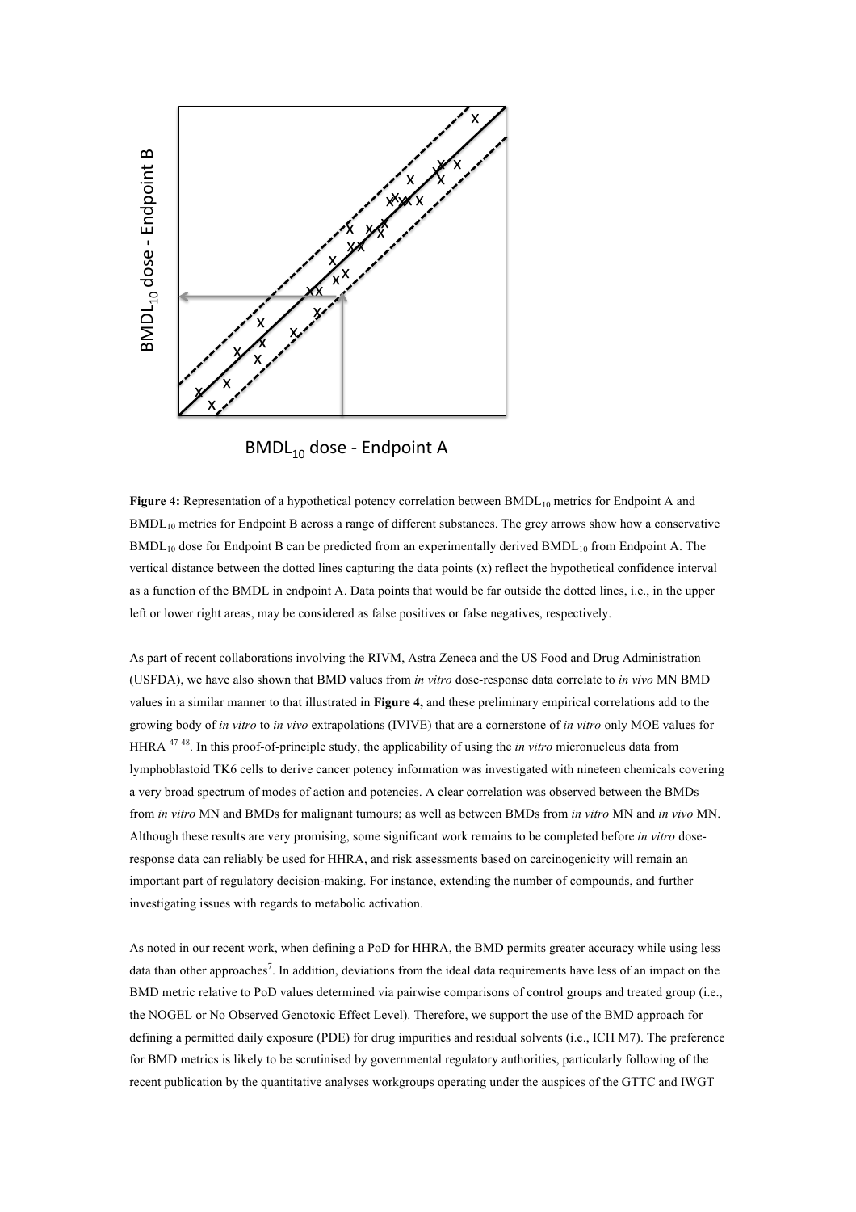$BMDL_{10}$ dose - Endpoint B

$BMDL_{10}$ dose - Endpoint A

**Figure 4:** Representation of a hypothetical potency correlation between $BMDL_{10}$ metrics for Endpoint A and $BMDL_{10}$ metrics for Endpoint B across a range of different substances. The grey arrows show how a conservative $BMDL_{10}$ dose for Endpoint B can be predicted from an experimentally derived $BMDL_{10}$ from Endpoint A. The vertical distance between the dotted lines capturing the data points (x) reflect the hypothetical confidence interval as a function of the BMDL in endpoint A. Data points that would be far outside the dotted lines, i.e., in the upper left or lower right areas, may be considered as false positives or false negatives, respectively.

As part of recent collaborations involving the RIVM, Astra Zeneca and the US Food and Drug Administration (USFDA), we have also shown that BMD values from *in vitro* dose-response data correlate to *in vivo* MN BMD values in a similar manner to that illustrated in **Figure 4,** and these preliminary empirical correlations add to the growing body of *in vitro* to *in vivo* extrapolations (IVIVE) that are a cornerstone of *in vitro* only MOE values for HHRA [47 48]. In this proof-of-principle study, the applicability of using the *in vitro* micronucleus data from lymphoblastoid TK6 cells to derive cancer potency information was investigated with nineteen chemicals covering a very broad spectrum of modes of action and potencies. A clear correlation was observed between the BMDs from *in vitro* MN and BMDs for malignant tumours; as well as between BMDs from *in vitro* MN and *in vivo* MN. Although these results are very promising, some significant work remains to be completed before *in vitro* dose-response data can reliably be used for HHRA, and risk assessments based on carcinogenicity will remain an important part of regulatory decision-making. For instance, extending the number of compounds, and further investigating issues with regards to metabolic activation.

As noted in our recent work, when defining a PoD for HHRA, the BMD permits greater accuracy while using less data than other approaches[7]. In addition, deviations from the ideal data requirements have less of an impact on the BMD metric relative to PoD values determined via pairwise comparisons of control groups and treated group (i.e., the NOGEL or No Observed Genotoxic Effect Level). Therefore, we support the use of the BMD approach for defining a permitted daily exposure (PDE) for drug impurities and residual solvents (i.e., ICH M7). The preference for BMD metrics is likely to be scrutinised by governmental regulatory authorities, particularly following of the recent publication by the quantitative analyses workgroups operating under the auspices of the GTTC and IWGT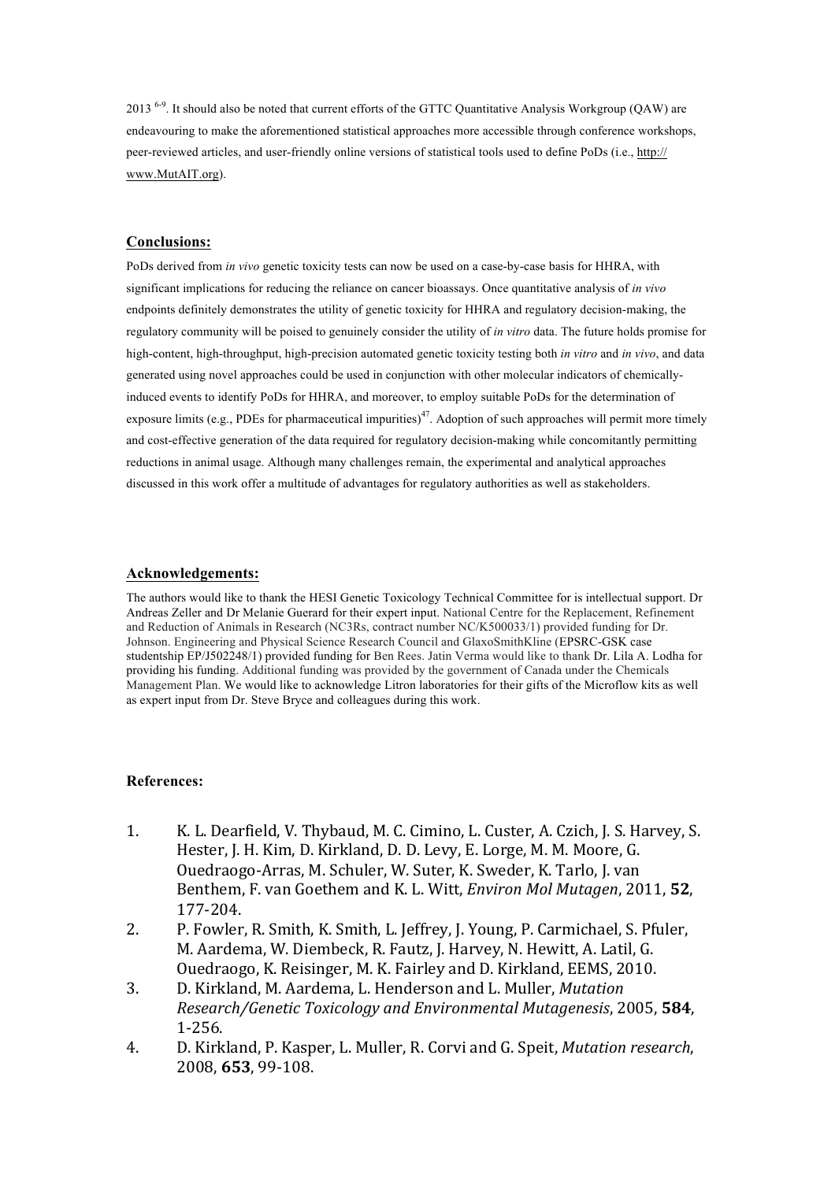2013 [6-9]. It should also be noted that current efforts of the GTTC Quantitative Analysis Workgroup (QAW) are endeavouring to make the aforementioned statistical approaches more accessible through conference workshops, peer-reviewed articles, and user-friendly online versions of statistical tools used to define PoDs (i.e., http://www.MutAIT.org).

## Conclusions:

PoDs derived from *in vivo* genetic toxicity tests can now be used on a case-by-case basis for HHRA, with significant implications for reducing the reliance on cancer bioassays. Once quantitative analysis of *in vivo* endpoints definitely demonstrates the utility of genetic toxicity for HHRA and regulatory decision-making, the regulatory community will be poised to genuinely consider the utility of *in vitro* data. The future holds promise for high-content, high-throughput, high-precision automated genetic toxicity testing both *in vitro* and *in vivo*, and data generated using novel approaches could be used in conjunction with other molecular indicators of chemically-induced events to identify PoDs for HHRA, and moreover, to employ suitable PoDs for the determination of exposure limits (e.g., PDEs for pharmaceutical impurities)[47]. Adoption of such approaches will permit more timely and cost-effective generation of the data required for regulatory decision-making while concomitantly permitting reductions in animal usage. Although many challenges remain, the experimental and analytical approaches discussed in this work offer a multitude of advantages for regulatory authorities as well as stakeholders.

## Acknowledgements:

The authors would like to thank the HESI Genetic Toxicology Technical Committee for is intellectual support. Dr Andreas Zeller and Dr Melanie Guerard for their expert input. National Centre for the Replacement, Refinement and Reduction of Animals in Research (NC3Rs, contract number NC/K500033/1) provided funding for Dr. Johnson. Engineering and Physical Science Research Council and GlaxoSmithKline (EPSRC-GSK case studentship EP/J502248/1) provided funding for Ben Rees. Jatin Verma would like to thank Dr. Lila A. Lodha for providing his funding. Additional funding was provided by the government of Canada under the Chemicals Management Plan. We would like to acknowledge Litron laboratories for their gifts of the Microflow kits as well as expert input from Dr. Steve Bryce and colleagues during this work.

## References:

1. K. L. Dearfield, V. Thybaud, M. C. Cimino, L. Custer, A. Czich, J. S. Harvey, S. Hester, J. H. Kim, D. Kirkland, D. D. Levy, E. Lorge, M. M. Moore, G. Ouedraogo-Arras, M. Schuler, W. Suter, K. Sweder, K. Tarlo, J. van Benthem, F. van Goethem and K. L. Witt, *Environ Mol Mutagen*, 2011, **52**, 177-204.
2. P. Fowler, R. Smith, K. Smith, L. Jeffrey, J. Young, P. Carmichael, S. Pfuler, M. Aardema, W. Diembeck, R. Fautz, J. Harvey, N. Hewitt, A. Latil, G. Ouedraogo, K. Reisinger, M. K. Fairley and D. Kirkland, EEMS, 2010.
3. D. Kirkland, M. Aardema, L. Henderson and L. Muller, *Mutation Research/Genetic Toxicology and Environmental Mutagenesis*, 2005, **584**, 1-256.
4. D. Kirkland, P. Kasper, L. Muller, R. Corvi and G. Speit, *Mutation research*, 2008, **653**, 99-108.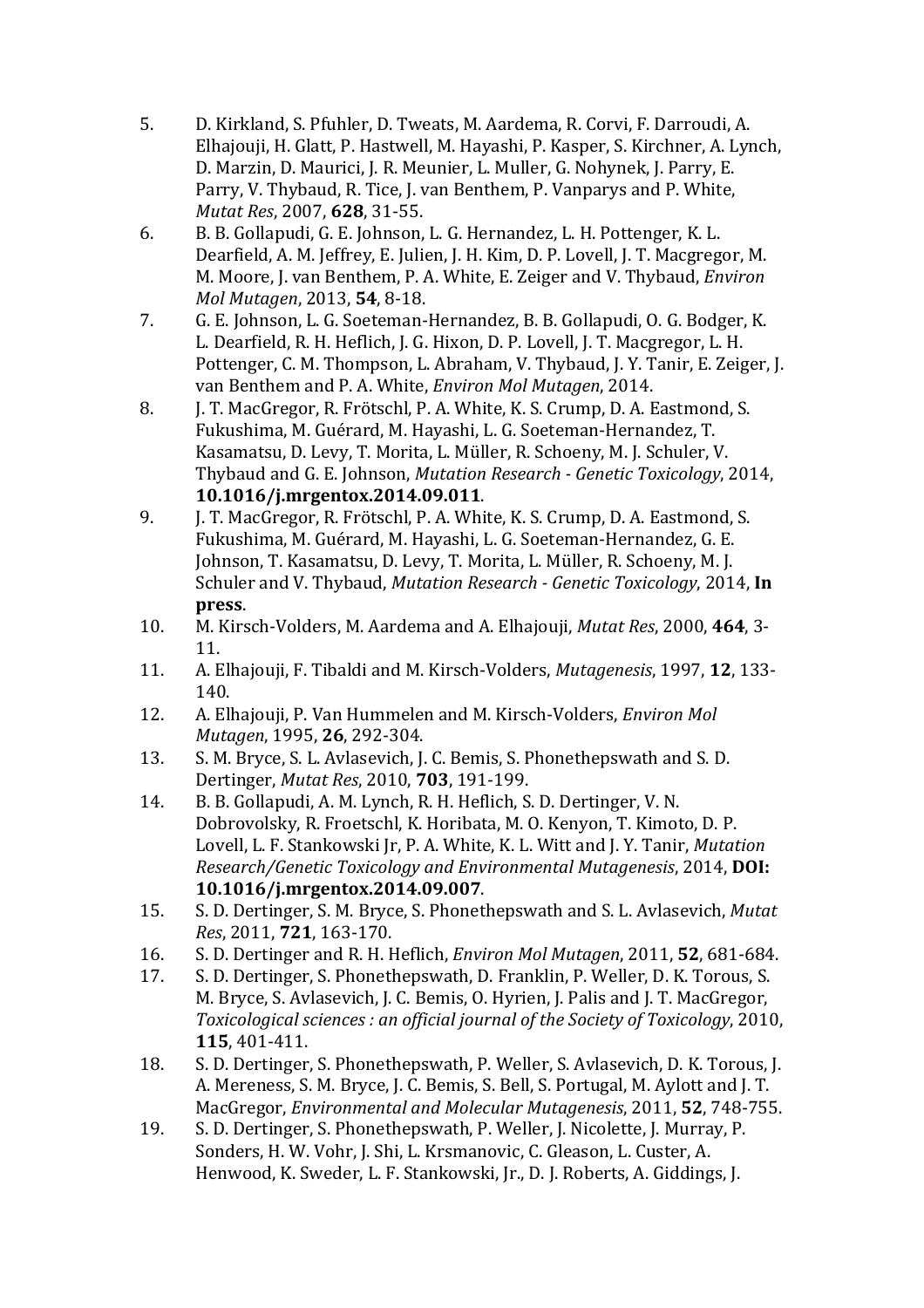5. D. Kirkland, S. Pfuhler, D. Tweats, M. Aardema, R. Corvi, F. Darroudi, A. Elhajouji, H. Glatt, P. Hastwell, M. Hayashi, P. Kasper, S. Kirchner, A. Lynch, D. Marzin, D. Maurici, J. R. Meunier, L. Muller, G. Nohynek, J. Parry, E. Parry, V. Thybaud, R. Tice, J. van Benthem, P. Vanparys and P. White, *Mutat Res*, 2007, **628**, 31-55.
6. B. B. Gollapudi, G. E. Johnson, L. G. Hernandez, L. H. Pottenger, K. L. Dearfield, A. M. Jeffrey, E. Julien, J. H. Kim, D. P. Lovell, J. T. Macgregor, M. M. Moore, J. van Benthem, P. A. White, E. Zeiger and V. Thybaud, *Environ Mol Mutagen*, 2013, **54**, 8-18.
7. G. E. Johnson, L. G. Soeteman-Hernandez, B. B. Gollapudi, O. G. Bodger, K. L. Dearfield, R. H. Heflich, J. G. Hixon, D. P. Lovell, J. T. Macgregor, L. H. Pottenger, C. M. Thompson, L. Abraham, V. Thybaud, J. Y. Tanir, E. Zeiger, J. van Benthem and P. A. White, *Environ Mol Mutagen*, 2014.
8. J. T. MacGregor, R. Frötschl, P. A. White, K. S. Crump, D. A. Eastmond, S. Fukushima, M. Guérard, M. Hayashi, L. G. Soeteman-Hernandez, T. Kasamatsu, D. Levy, T. Morita, L. Müller, R. Schoeny, M. J. Schuler, V. Thybaud and G. E. Johnson, *Mutation Research - Genetic Toxicology*, 2014, **10.1016/j.mrgentox.2014.09.011**.
9. J. T. MacGregor, R. Frötschl, P. A. White, K. S. Crump, D. A. Eastmond, S. Fukushima, M. Guérard, M. Hayashi, L. G. Soeteman-Hernandez, G. E. Johnson, T. Kasamatsu, D. Levy, T. Morita, L. Müller, R. Schoeny, M. J. Schuler and V. Thybaud, *Mutation Research - Genetic Toxicology*, 2014, **In press**.
10. M. Kirsch-Volders, M. Aardema and A. Elhajouji, *Mutat Res*, 2000, **464**, 3-11.
11. A. Elhajouji, F. Tibaldi and M. Kirsch-Volders, *Mutagenesis*, 1997, **12**, 133-140.
12. A. Elhajouji, P. Van Hummelen and M. Kirsch-Volders, *Environ Mol Mutagen*, 1995, **26**, 292-304.
13. S. M. Bryce, S. L. Avlasevich, J. C. Bemis, S. Phonethepswath and S. D. Dertinger, *Mutat Res*, 2010, **703**, 191-199.
14. B. B. Gollapudi, A. M. Lynch, R. H. Heflich, S. D. Dertinger, V. N. Dobrovolsky, R. Froetschl, K. Horibata, M. O. Kenyon, T. Kimoto, D. P. Lovell, L. F. Stankowski Jr, P. A. White, K. L. Witt and J. Y. Tanir, *Mutation Research/Genetic Toxicology and Environmental Mutagenesis*, 2014, **DOI: 10.1016/j.mrgentox.2014.09.007**.
15. S. D. Dertinger, S. M. Bryce, S. Phonethepswath and S. L. Avlasevich, *Mutat Res*, 2011, **721**, 163-170.
16. S. D. Dertinger and R. H. Heflich, *Environ Mol Mutagen*, 2011, **52**, 681-684.
17. S. D. Dertinger, S. Phonethepswath, D. Franklin, P. Weller, D. K. Torous, S. M. Bryce, S. Avlasevich, J. C. Bemis, O. Hyrien, J. Palis and J. T. MacGregor, *Toxicological sciences : an official journal of the Society of Toxicology*, 2010, **115**, 401-411.
18. S. D. Dertinger, S. Phonethepswath, P. Weller, S. Avlasevich, D. K. Torous, J. A. Mereness, S. M. Bryce, J. C. Bemis, S. Bell, S. Portugal, M. Aylott and J. T. MacGregor, *Environmental and Molecular Mutagenesis*, 2011, **52**, 748-755.
19. S. D. Dertinger, S. Phonethepswath, P. Weller, J. Nicolette, J. Murray, P. Sonders, H. W. Vohr, J. Shi, L. Krsmanovic, C. Gleason, L. Custer, A. Henwood, K. Sweder, L. F. Stankowski, Jr., D. J. Roberts, A. Giddings, J.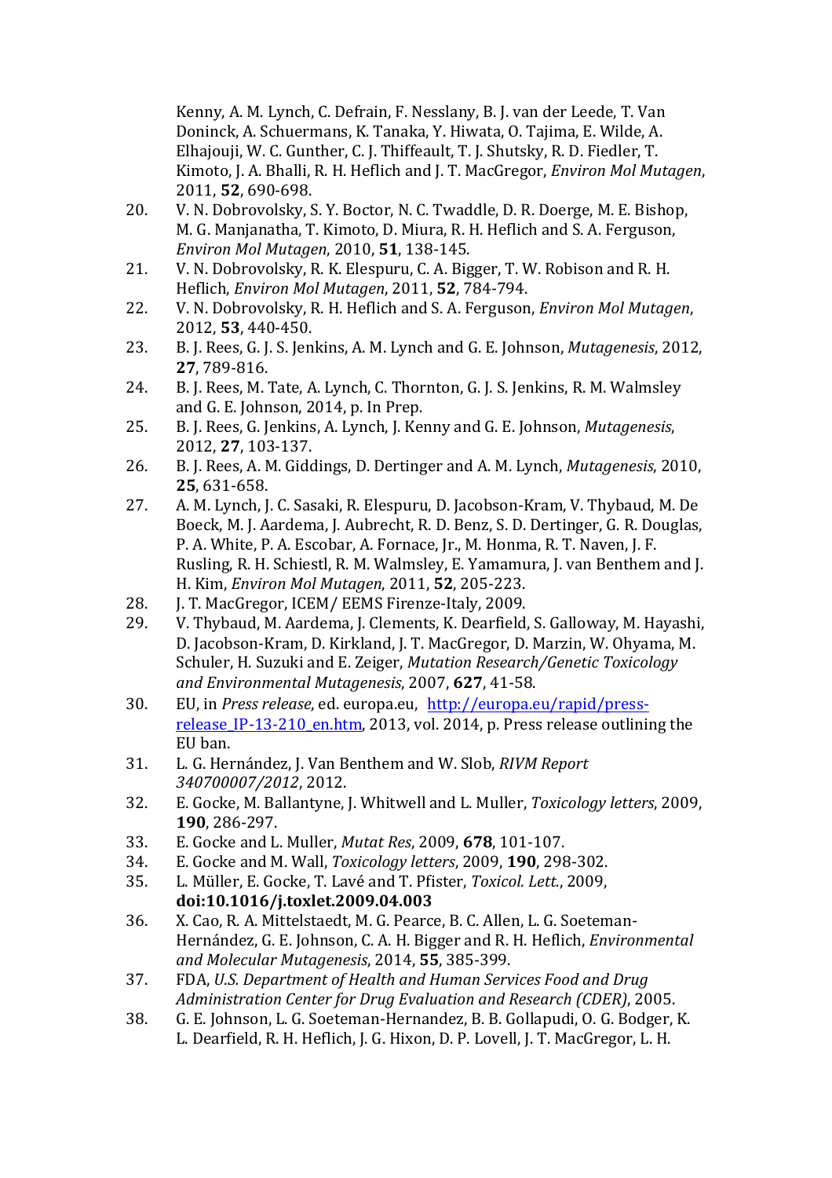Kenny, A. M. Lynch, C. Defrain, F. Nesslany, B. J. van der Leede, T. Van Doninck, A. Schuermans, K. Tanaka, Y. Hiwata, O. Tajima, E. Wilde, A. Elhajouji, W. C. Gunther, C. J. Thiffeault, T. J. Shutsky, R. D. Fiedler, T. Kimoto, J. A. Bhalli, R. H. Heflich and J. T. MacGregor, *Environ Mol Mutagen*, 2011, **52**, 690-698.

20. V. N. Dobrovolsky, S. Y. Boctor, N. C. Twaddle, D. R. Doerge, M. E. Bishop, M. G. Manjanatha, T. Kimoto, D. Miura, R. H. Heflich and S. A. Ferguson, *Environ Mol Mutagen*, 2010, **51**, 138-145.
21. V. N. Dobrovolsky, R. K. Elespuru, C. A. Bigger, T. W. Robison and R. H. Heflich, *Environ Mol Mutagen*, 2011, **52**, 784-794.
22. V. N. Dobrovolsky, R. H. Heflich and S. A. Ferguson, *Environ Mol Mutagen*, 2012, **53**, 440-450.
23. B. J. Rees, G. J. S. Jenkins, A. M. Lynch and G. E. Johnson, *Mutagenesis*, 2012, **27**, 789-816.
24. B. J. Rees, M. Tate, A. Lynch, C. Thornton, G. J. S. Jenkins, R. M. Walmsley and G. E. Johnson, 2014, p. In Prep.
25. B. J. Rees, G. Jenkins, A. Lynch, J. Kenny and G. E. Johnson, *Mutagenesis*, 2012, **27**, 103-137.
26. B. J. Rees, A. M. Giddings, D. Dertinger and A. M. Lynch, *Mutagenesis*, 2010, **25**, 631-658.
27. A. M. Lynch, J. C. Sasaki, R. Elespuru, D. Jacobson-Kram, V. Thybaud, M. De Boeck, M. J. Aardema, J. Aubrecht, R. D. Benz, S. D. Dertinger, G. R. Douglas, P. A. White, P. A. Escobar, A. Fornace, Jr., M. Honma, R. T. Naven, J. F. Rusling, R. H. Schiestl, R. M. Walmsley, E. Yamamura, J. van Benthem and J. H. Kim, *Environ Mol Mutagen*, 2011, **52**, 205-223.
28. J. T. MacGregor, ICEM/ EEMS Firenze-Italy, 2009.
29. V. Thybaud, M. Aardema, J. Clements, K. Dearfield, S. Galloway, M. Hayashi, D. Jacobson-Kram, D. Kirkland, J. T. MacGregor, D. Marzin, W. Ohyama, M. Schuler, H. Suzuki and E. Zeiger, *Mutation Research/Genetic Toxicology and Environmental Mutagenesis*, 2007, **627**, 41-58.
30. EU, in *Press release*, ed. europa.eu, http://europa.eu/rapid/press-release_IP-13-210_en.htm, 2013, vol. 2014, p. Press release outlining the EU ban.
31. L. G. Hernández, J. Van Benthem and W. Slob, *RIVM Report 340700007/2012*, 2012.
32. E. Gocke, M. Ballantyne, J. Whitwell and L. Muller, *Toxicology letters*, 2009, **190**, 286-297.
33. E. Gocke and L. Muller, *Mutat Res*, 2009, **678**, 101-107.
34. E. Gocke and M. Wall, *Toxicology letters*, 2009, **190**, 298-302.
35. L. Müller, E. Gocke, T. Lavé and T. Pfister, *Toxicol. Lett.*, 2009, **doi:10.1016/j.toxlet.2009.04.003**
36. X. Cao, R. A. Mittelstaedt, M. G. Pearce, B. C. Allen, L. G. Soeteman-Hernández, G. E. Johnson, C. A. H. Bigger and R. H. Heflich, *Environmental and Molecular Mutagenesis*, 2014, **55**, 385-399.
37. FDA, *U.S. Department of Health and Human Services Food and Drug Administration Center for Drug Evaluation and Research (CDER)*, 2005.
38. G. E. Johnson, L. G. Soeteman-Hernandez, B. B. Gollapudi, O. G. Bodger, K. L. Dearfield, R. H. Heflich, J. G. Hixon, D. P. Lovell, J. T. MacGregor, L. H.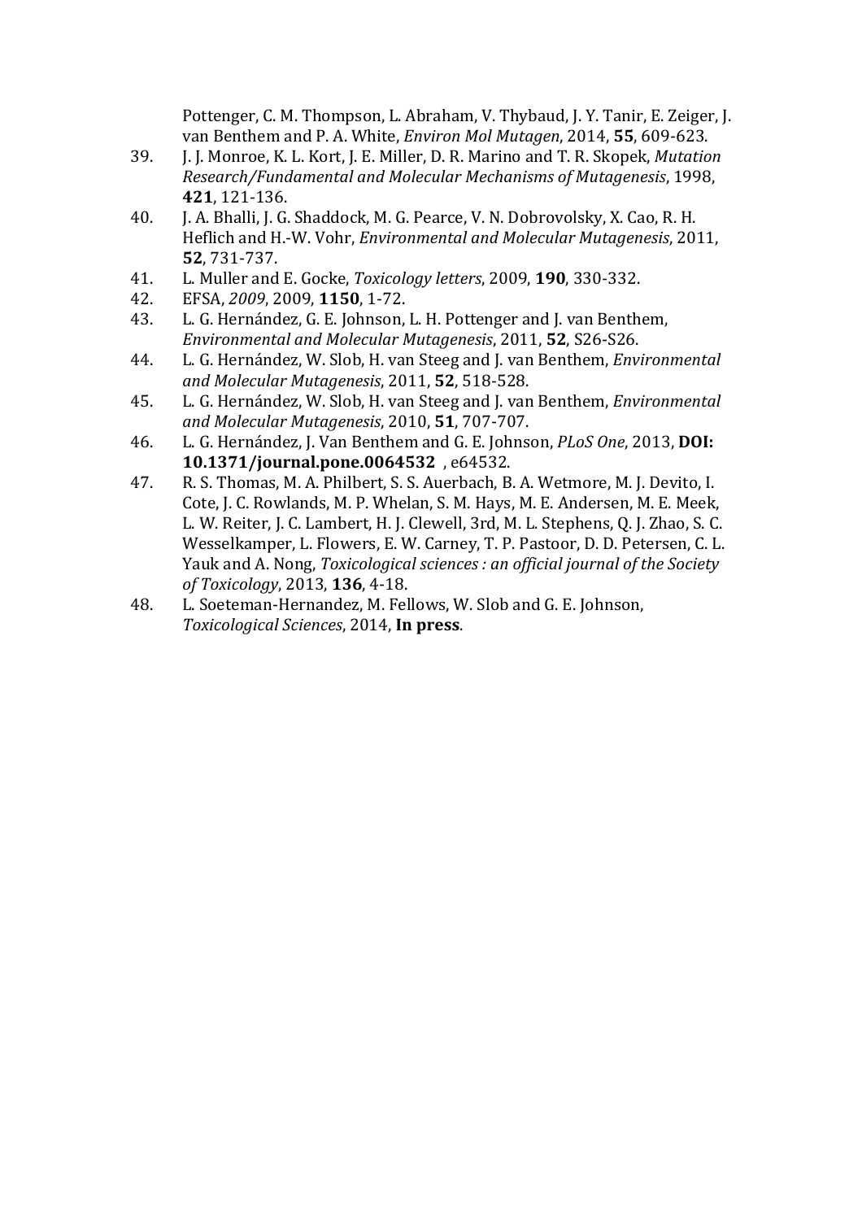Pottenger, C. M. Thompson, L. Abraham, V. Thybaud, J. Y. Tanir, E. Zeiger, J. van Benthem and P. A. White, *Environ Mol Mutagen*, 2014, **55**, 609-623.

39. J. J. Monroe, K. L. Kort, J. E. Miller, D. R. Marino and T. R. Skopek, *Mutation Research/Fundamental and Molecular Mechanisms of Mutagenesis*, 1998, **421**, 121-136.
40. J. A. Bhalli, J. G. Shaddock, M. G. Pearce, V. N. Dobrovolsky, X. Cao, R. H. Heflich and H.-W. Vohr, *Environmental and Molecular Mutagenesis*, 2011, **52**, 731-737.
41. L. Muller and E. Gocke, *Toxicology letters*, 2009, **190**, 330-332.
42. EFSA, *2009*, 2009, **1150**, 1-72.
43. L. G. Hernández, G. E. Johnson, L. H. Pottenger and J. van Benthem, *Environmental and Molecular Mutagenesis*, 2011, **52**, S26-S26.
44. L. G. Hernández, W. Slob, H. van Steeg and J. van Benthem, *Environmental and Molecular Mutagenesis*, 2011, **52**, 518-528.
45. L. G. Hernández, W. Slob, H. van Steeg and J. van Benthem, *Environmental and Molecular Mutagenesis*, 2010, **51**, 707-707.
46. L. G. Hernández, J. Van Benthem and G. E. Johnson, *PLoS One*, 2013, **DOI: 10.1371/journal.pone.0064532** , e64532.
47. R. S. Thomas, M. A. Philbert, S. S. Auerbach, B. A. Wetmore, M. J. Devito, I. Cote, J. C. Rowlands, M. P. Whelan, S. M. Hays, M. E. Andersen, M. E. Meek, L. W. Reiter, J. C. Lambert, H. J. Clewell, 3rd, M. L. Stephens, Q. J. Zhao, S. C. Wesselkamper, L. Flowers, E. W. Carney, T. P. Pastoor, D. D. Petersen, C. L. Yauk and A. Nong, *Toxicological sciences : an official journal of the Society of Toxicology*, 2013, **136**, 4-18.
48. L. Soeteman-Hernandez, M. Fellows, W. Slob and G. E. Johnson, *Toxicological Sciences*, 2014, **In press**.